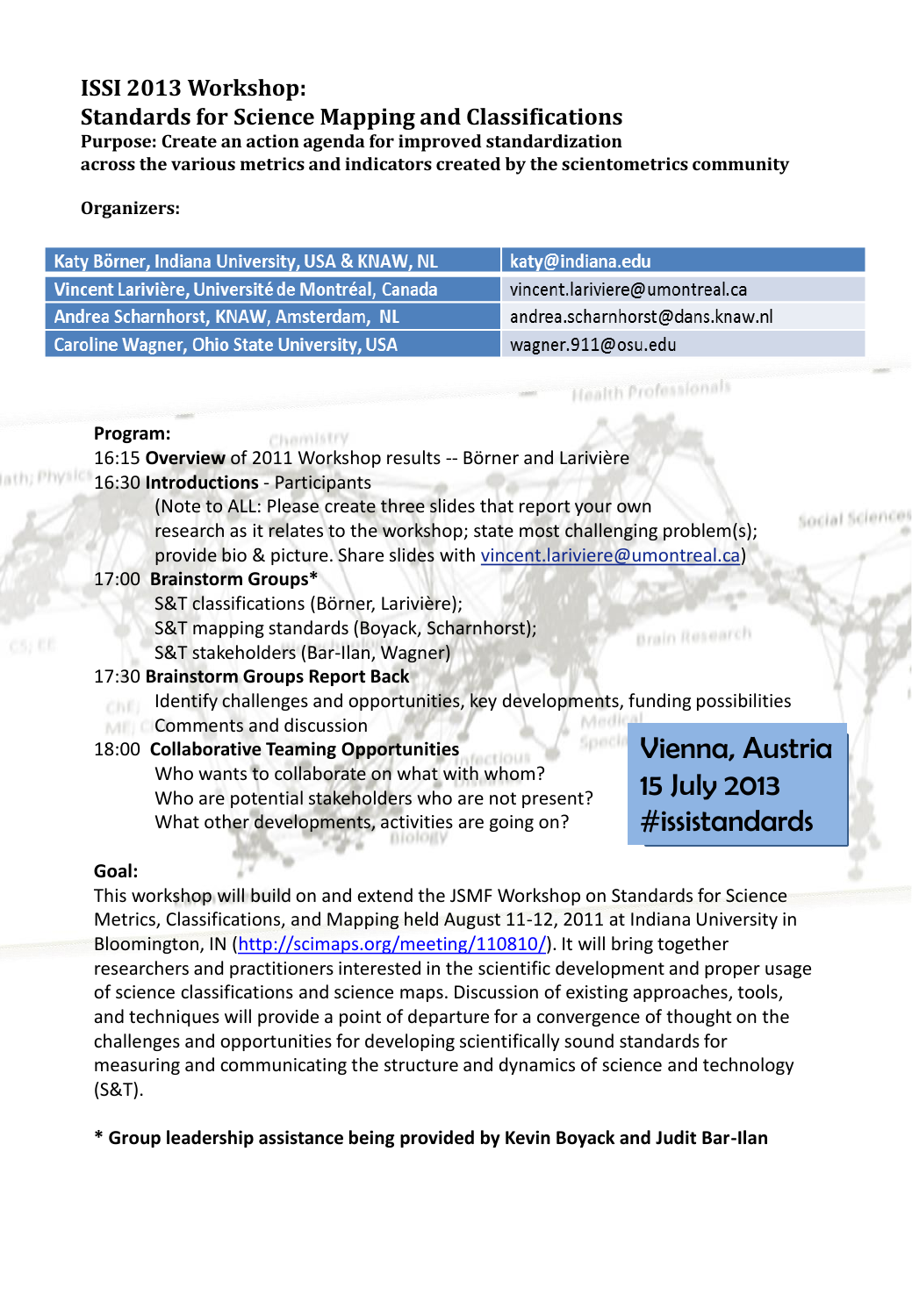# ISSI 2013 Workshop:
# Standards for Science Mapping and Classifications

**Purpose: Create an action agenda for improved standardization across the various metrics and indicators created by the scientometrics community**

**Organizers:**

| | |
|---|---|
| Katy Börner, Indiana University, USA & KNAW, NL | katy@indiana.edu |
| Vincent Larivière, Université de Montréal, Canada | vincent.lariviere@umontreal.ca |
| Andrea Scharnhorst, KNAW, Amsterdam, NL | andrea.scharnhorst@dans.knaw.nl |
| Caroline Wagner, Ohio State University, USA | wagner.911@osu.edu |

**Program:**

16:15 **Overview** of 2011 Workshop results -- Börner and Larivière

16:30 **Introductions** - Participants

(Note to ALL: Please create three slides that report your own research as it relates to the workshop; state most challenging problem(s); provide bio & picture. Share slides with vincent.lariviere@umontreal.ca)

17:00 **Brainstorm Groups***

S&T classifications (Börner, Larivière);
S&T mapping standards (Boyack, Scharnhorst);
S&T stakeholders (Bar-Ilan, Wagner)

17:30 **Brainstorm Groups Report Back**

Identify challenges and opportunities, key developments, funding possibilities
Comments and discussion

18:00 **Collaborative Teaming Opportunities**

Who wants to collaborate on what with whom?
Who are potential stakeholders who are not present?
What other developments, activities are going on?

**Vienna, Austria**
**15 July 2013**
**#issistandards**

**Goal:**

This workshop will build on and extend the JSMF Workshop on Standards for Science Metrics, Classifications, and Mapping held August 11-12, 2011 at Indiana University in Bloomington, IN (http://scimaps.org/meeting/110810/). It will bring together researchers and practitioners interested in the scientific development and proper usage of science classifications and science maps. Discussion of existing approaches, tools, and techniques will provide a point of departure for a convergence of thought on the challenges and opportunities for developing scientifically sound standards for measuring and communicating the structure and dynamics of science and technology (S&T).

**\* Group leadership assistance being provided by Kevin Boyack and Judit Bar-Ilan**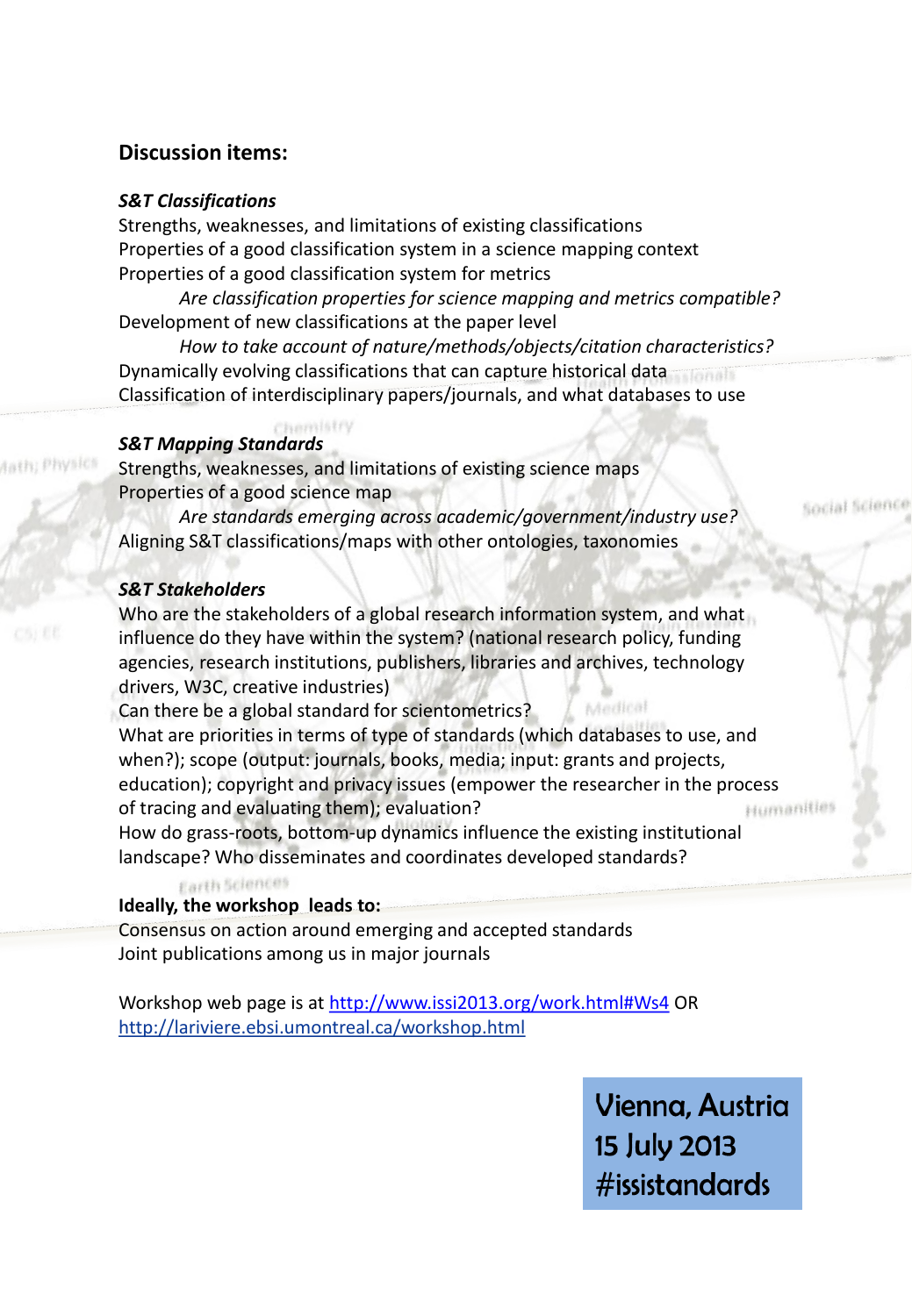## Discussion items:

***S&T Classifications***

Strengths, weaknesses, and limitations of existing classifications
Properties of a good classification system in a science mapping context
Properties of a good classification system for metrics

*Are classification properties for science mapping and metrics compatible?*

Development of new classifications at the paper level

*How to take account of nature/methods/objects/citation characteristics?*

Dynamically evolving classifications that can capture historical data
Classification of interdisciplinary papers/journals, and what databases to use

***S&T Mapping Standards***

Strengths, weaknesses, and limitations of existing science maps
Properties of a good science map

*Are standards emerging across academic/government/industry use?*

Aligning S&T classifications/maps with other ontologies, taxonomies

***S&T Stakeholders***

Who are the stakeholders of a global research information system, and what influence do they have within the system? (national research policy, funding agencies, research institutions, publishers, libraries and archives, technology drivers, W3C, creative industries)
Can there be a global standard for scientometrics?
What are priorities in terms of type of standards (which databases to use, and when?); scope (output: journals, books, media; input: grants and projects, education); copyright and privacy issues (empower the researcher in the process of tracing and evaluating them); evaluation?
How do grass-roots, bottom-up dynamics influence the existing institutional landscape? Who disseminates and coordinates developed standards?

**Ideally, the workshop leads to:**

Consensus on action around emerging and accepted standards
Joint publications among us in major journals

Workshop web page is at http://www.issi2013.org/work.html#Ws4 OR http://lariviere.ebsi.umontreal.ca/workshop.html

Vienna, Austria
15 July 2013
#issistandards